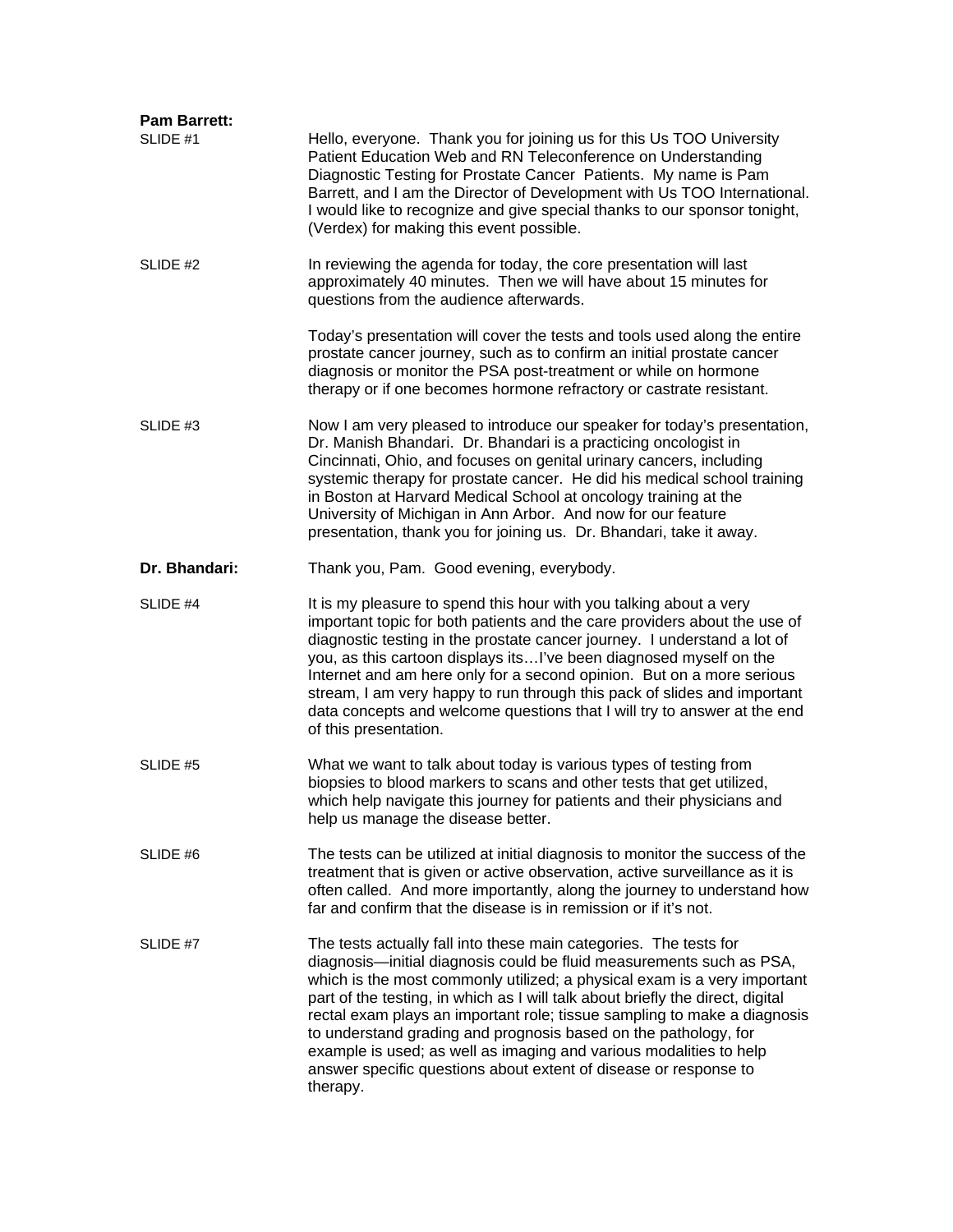**Pam Barrett:**

SLIDE #1

Hello, everyone. Thank you for joining us for this Us TOO University Patient Education Web and RN Teleconference on Understanding Diagnostic Testing for Prostate Cancer Patients. My name is Pam Barrett, and I am the Director of Development with Us TOO International. I would like to recognize and give special thanks to our sponsor tonight, (Verdex) for making this event possible.

SLIDE #2

In reviewing the agenda for today, the core presentation will last approximately 40 minutes. Then we will have about 15 minutes for questions from the audience afterwards.

Today's presentation will cover the tests and tools used along the entire prostate cancer journey, such as to confirm an initial prostate cancer diagnosis or monitor the PSA post-treatment or while on hormone therapy or if one becomes hormone refractory or castrate resistant.

SLIDE #3

Now I am very pleased to introduce our speaker for today's presentation, Dr. Manish Bhandari. Dr. Bhandari is a practicing oncologist in Cincinnati, Ohio, and focuses on genital urinary cancers, including systemic therapy for prostate cancer. He did his medical school training in Boston at Harvard Medical School at oncology training at the University of Michigan in Ann Arbor. And now for our feature presentation, thank you for joining us. Dr. Bhandari, take it away.

**Dr. Bhandari:**

Thank you, Pam. Good evening, everybody.

SLIDE #4

It is my pleasure to spend this hour with you talking about a very important topic for both patients and the care providers about the use of diagnostic testing in the prostate cancer journey. I understand a lot of you, as this cartoon displays its…I've been diagnosed myself on the Internet and am here only for a second opinion. But on a more serious stream, I am very happy to run through this pack of slides and important data concepts and welcome questions that I will try to answer at the end of this presentation.

SLIDE #5

What we want to talk about today is various types of testing from biopsies to blood markers to scans and other tests that get utilized, which help navigate this journey for patients and their physicians and help us manage the disease better.

SLIDE #6

The tests can be utilized at initial diagnosis to monitor the success of the treatment that is given or active observation, active surveillance as it is often called. And more importantly, along the journey to understand how far and confirm that the disease is in remission or if it's not.

SLIDE #7

The tests actually fall into these main categories. The tests for diagnosis—initial diagnosis could be fluid measurements such as PSA, which is the most commonly utilized; a physical exam is a very important part of the testing, in which as I will talk about briefly the direct, digital rectal exam plays an important role; tissue sampling to make a diagnosis to understand grading and prognosis based on the pathology, for example is used; as well as imaging and various modalities to help answer specific questions about extent of disease or response to therapy.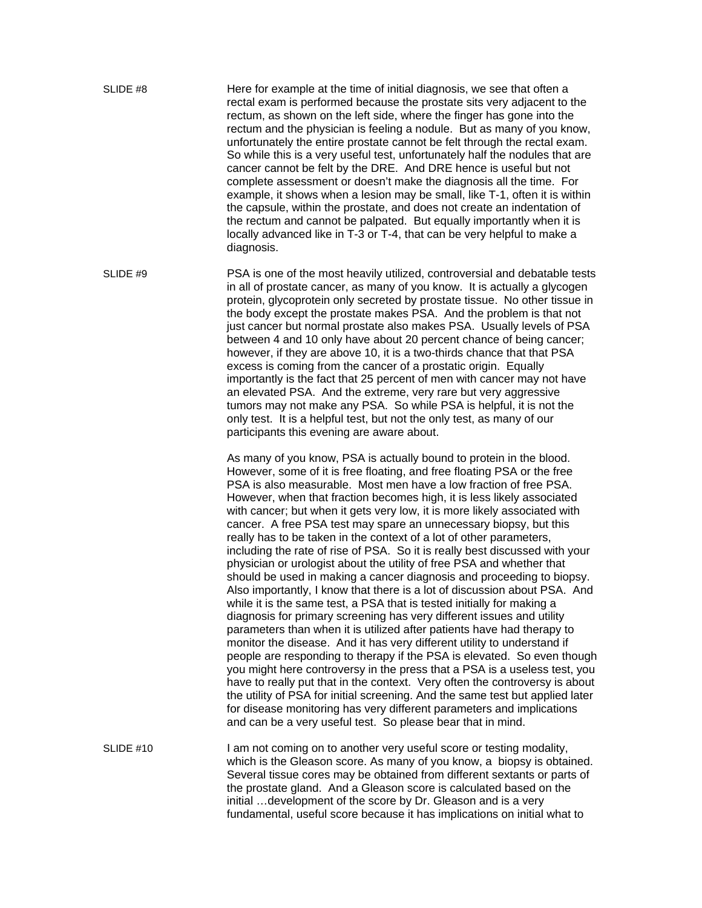SLIDE #8

Here for example at the time of initial diagnosis, we see that often a rectal exam is performed because the prostate sits very adjacent to the rectum, as shown on the left side, where the finger has gone into the rectum and the physician is feeling a nodule. But as many of you know, unfortunately the entire prostate cannot be felt through the rectal exam. So while this is a very useful test, unfortunately half the nodules that are cancer cannot be felt by the DRE. And DRE hence is useful but not complete assessment or doesn't make the diagnosis all the time. For example, it shows when a lesion may be small, like T-1, often it is within the capsule, within the prostate, and does not create an indentation of the rectum and cannot be palpated. But equally importantly when it is locally advanced like in T-3 or T-4, that can be very helpful to make a diagnosis.

SLIDE #9

PSA is one of the most heavily utilized, controversial and debatable tests in all of prostate cancer, as many of you know. It is actually a glycogen protein, glycoprotein only secreted by prostate tissue. No other tissue in the body except the prostate makes PSA. And the problem is that not just cancer but normal prostate also makes PSA. Usually levels of PSA between 4 and 10 only have about 20 percent chance of being cancer; however, if they are above 10, it is a two-thirds chance that that PSA excess is coming from the cancer of a prostatic origin. Equally importantly is the fact that 25 percent of men with cancer may not have an elevated PSA. And the extreme, very rare but very aggressive tumors may not make any PSA. So while PSA is helpful, it is not the only test. It is a helpful test, but not the only test, as many of our participants this evening are aware about.

As many of you know, PSA is actually bound to protein in the blood. However, some of it is free floating, and free floating PSA or the free PSA is also measurable. Most men have a low fraction of free PSA. However, when that fraction becomes high, it is less likely associated with cancer; but when it gets very low, it is more likely associated with cancer. A free PSA test may spare an unnecessary biopsy, but this really has to be taken in the context of a lot of other parameters, including the rate of rise of PSA. So it is really best discussed with your physician or urologist about the utility of free PSA and whether that should be used in making a cancer diagnosis and proceeding to biopsy. Also importantly, I know that there is a lot of discussion about PSA. And while it is the same test, a PSA that is tested initially for making a diagnosis for primary screening has very different issues and utility parameters than when it is utilized after patients have had therapy to monitor the disease. And it has very different utility to understand if people are responding to therapy if the PSA is elevated. So even though you might here controversy in the press that a PSA is a useless test, you have to really put that in the context. Very often the controversy is about the utility of PSA for initial screening. And the same test but applied later for disease monitoring has very different parameters and implications and can be a very useful test. So please bear that in mind.

SLIDE #10

I am not coming on to another very useful score or testing modality, which is the Gleason score. As many of you know, a biopsy is obtained. Several tissue cores may be obtained from different sextants or parts of the prostate gland. And a Gleason score is calculated based on the initial …development of the score by Dr. Gleason and is a very fundamental, useful score because it has implications on initial what to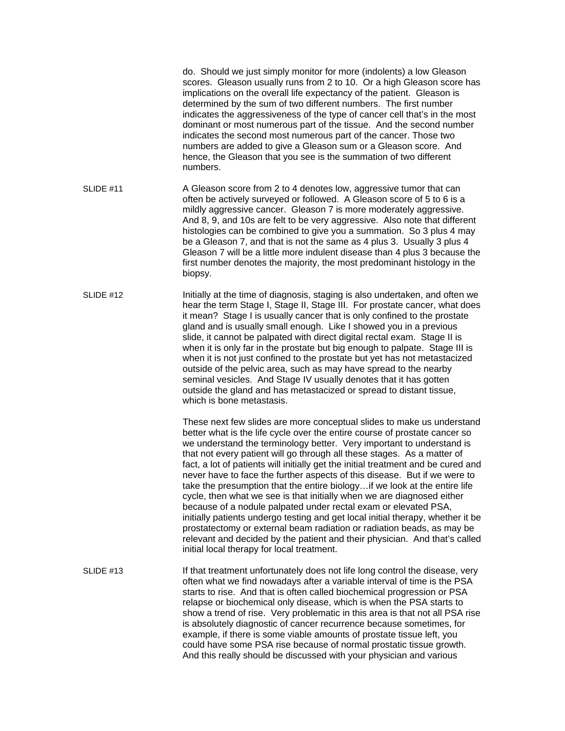do. Should we just simply monitor for more (indolents) a low Gleason scores. Gleason usually runs from 2 to 10. Or a high Gleason score has implications on the overall life expectancy of the patient. Gleason is determined by the sum of two different numbers. The first number indicates the aggressiveness of the type of cancer cell that's in the most dominant or most numerous part of the tissue. And the second number indicates the second most numerous part of the cancer. Those two numbers are added to give a Gleason sum or a Gleason score. And hence, the Gleason that you see is the summation of two different numbers.

SLIDE #11

A Gleason score from 2 to 4 denotes low, aggressive tumor that can often be actively surveyed or followed. A Gleason score of 5 to 6 is a mildly aggressive cancer. Gleason 7 is more moderately aggressive. And 8, 9, and 10s are felt to be very aggressive. Also note that different histologies can be combined to give you a summation. So 3 plus 4 may be a Gleason 7, and that is not the same as 4 plus 3. Usually 3 plus 4 Gleason 7 will be a little more indulent disease than 4 plus 3 because the first number denotes the majority, the most predominant histology in the biopsy.

SLIDE #12

Initially at the time of diagnosis, staging is also undertaken, and often we hear the term Stage I, Stage II, Stage III. For prostate cancer, what does it mean? Stage I is usually cancer that is only confined to the prostate gland and is usually small enough. Like I showed you in a previous slide, it cannot be palpated with direct digital rectal exam. Stage II is when it is only far in the prostate but big enough to palpate. Stage III is when it is not just confined to the prostate but yet has not metastacized outside of the pelvic area, such as may have spread to the nearby seminal vesicles. And Stage IV usually denotes that it has gotten outside the gland and has metastacized or spread to distant tissue, which is bone metastasis.

These next few slides are more conceptual slides to make us understand better what is the life cycle over the entire course of prostate cancer so we understand the terminology better. Very important to understand is that not every patient will go through all these stages. As a matter of fact, a lot of patients will initially get the initial treatment and be cured and never have to face the further aspects of this disease. But if we were to take the presumption that the entire biology…if we look at the entire life cycle, then what we see is that initially when we are diagnosed either because of a nodule palpated under rectal exam or elevated PSA, initially patients undergo testing and get local initial therapy, whether it be prostatectomy or external beam radiation or radiation beads, as may be relevant and decided by the patient and their physician. And that's called initial local therapy for local treatment.

SLIDE #13

If that treatment unfortunately does not life long control the disease, very often what we find nowadays after a variable interval of time is the PSA starts to rise. And that is often called biochemical progression or PSA relapse or biochemical only disease, which is when the PSA starts to show a trend of rise. Very problematic in this area is that not all PSA rise is absolutely diagnostic of cancer recurrence because sometimes, for example, if there is some viable amounts of prostate tissue left, you could have some PSA rise because of normal prostatic tissue growth. And this really should be discussed with your physician and various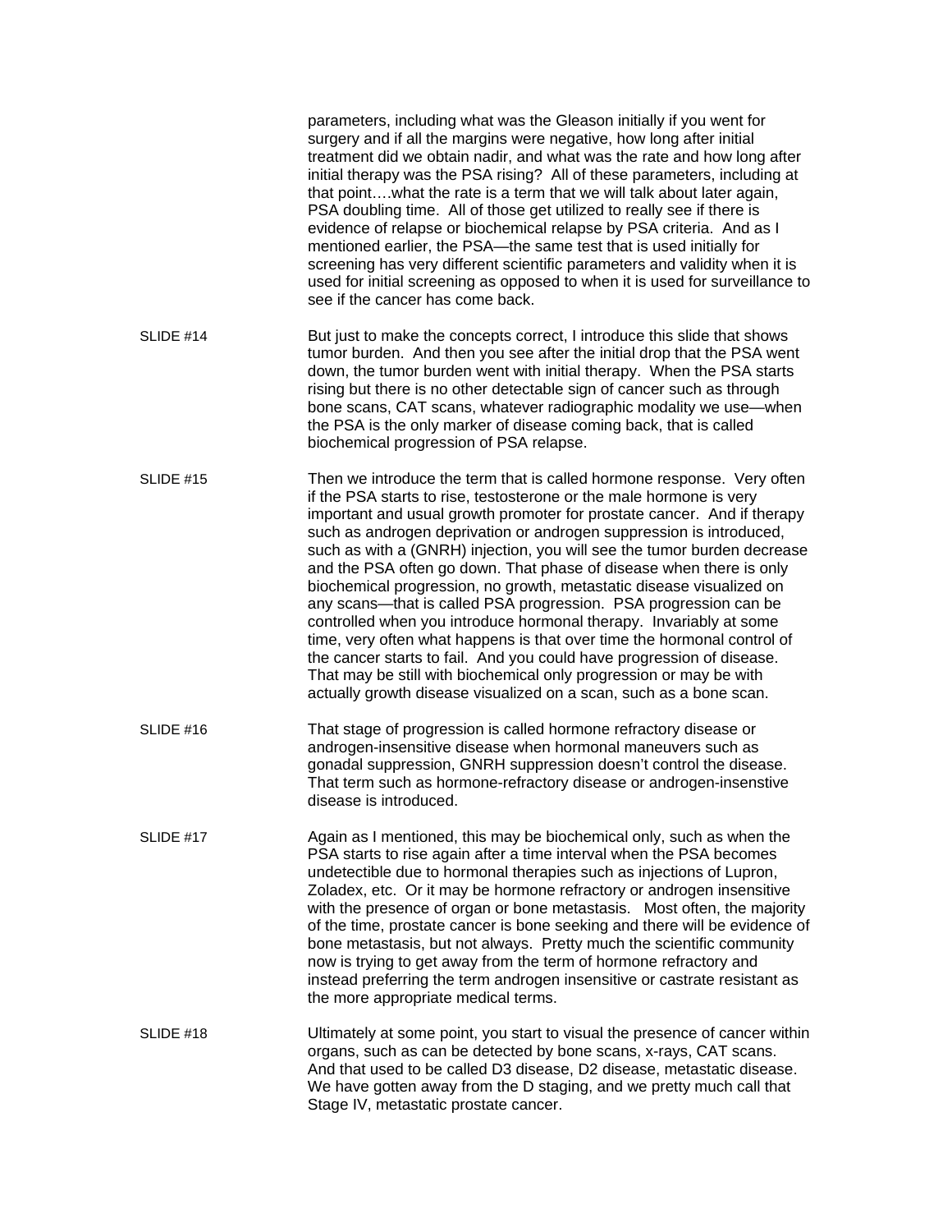parameters, including what was the Gleason initially if you went for surgery and if all the margins were negative, how long after initial treatment did we obtain nadir, and what was the rate and how long after initial therapy was the PSA rising? All of these parameters, including at that point….what the rate is a term that we will talk about later again, PSA doubling time. All of those get utilized to really see if there is evidence of relapse or biochemical relapse by PSA criteria. And as I mentioned earlier, the PSA—the same test that is used initially for screening has very different scientific parameters and validity when it is used for initial screening as opposed to when it is used for surveillance to see if the cancer has come back.

SLIDE #14

But just to make the concepts correct, I introduce this slide that shows tumor burden. And then you see after the initial drop that the PSA went down, the tumor burden went with initial therapy. When the PSA starts rising but there is no other detectable sign of cancer such as through bone scans, CAT scans, whatever radiographic modality we use—when the PSA is the only marker of disease coming back, that is called biochemical progression of PSA relapse.

SLIDE #15

Then we introduce the term that is called hormone response. Very often if the PSA starts to rise, testosterone or the male hormone is very important and usual growth promoter for prostate cancer. And if therapy such as androgen deprivation or androgen suppression is introduced, such as with a (GNRH) injection, you will see the tumor burden decrease and the PSA often go down. That phase of disease when there is only biochemical progression, no growth, metastatic disease visualized on any scans—that is called PSA progression. PSA progression can be controlled when you introduce hormonal therapy. Invariably at some time, very often what happens is that over time the hormonal control of the cancer starts to fail. And you could have progression of disease. That may be still with biochemical only progression or may be with actually growth disease visualized on a scan, such as a bone scan.

SLIDE #16

That stage of progression is called hormone refractory disease or androgen-insensitive disease when hormonal maneuvers such as gonadal suppression, GNRH suppression doesn't control the disease. That term such as hormone-refractory disease or androgen-insenstive disease is introduced.

SLIDE #17

Again as I mentioned, this may be biochemical only, such as when the PSA starts to rise again after a time interval when the PSA becomes undetectible due to hormonal therapies such as injections of Lupron, Zoladex, etc. Or it may be hormone refractory or androgen insensitive with the presence of organ or bone metastasis. Most often, the majority of the time, prostate cancer is bone seeking and there will be evidence of bone metastasis, but not always. Pretty much the scientific community now is trying to get away from the term of hormone refractory and instead preferring the term androgen insensitive or castrate resistant as the more appropriate medical terms.

SLIDE #18

Ultimately at some point, you start to visual the presence of cancer within organs, such as can be detected by bone scans, x-rays, CAT scans. And that used to be called D3 disease, D2 disease, metastatic disease. We have gotten away from the D staging, and we pretty much call that Stage IV, metastatic prostate cancer.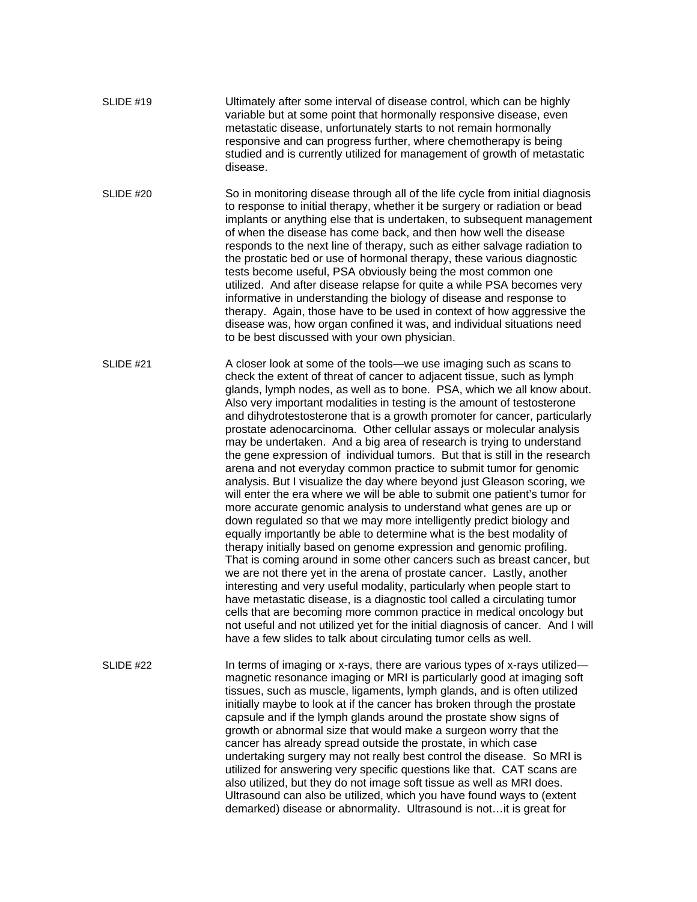SLIDE #19

Ultimately after some interval of disease control, which can be highly variable but at some point that hormonally responsive disease, even metastatic disease, unfortunately starts to not remain hormonally responsive and can progress further, where chemotherapy is being studied and is currently utilized for management of growth of metastatic disease.

SLIDE #20

So in monitoring disease through all of the life cycle from initial diagnosis to response to initial therapy, whether it be surgery or radiation or bead implants or anything else that is undertaken, to subsequent management of when the disease has come back, and then how well the disease responds to the next line of therapy, such as either salvage radiation to the prostatic bed or use of hormonal therapy, these various diagnostic tests become useful, PSA obviously being the most common one utilized. And after disease relapse for quite a while PSA becomes very informative in understanding the biology of disease and response to therapy. Again, those have to be used in context of how aggressive the disease was, how organ confined it was, and individual situations need to be best discussed with your own physician.

SLIDE #21

A closer look at some of the tools—we use imaging such as scans to check the extent of threat of cancer to adjacent tissue, such as lymph glands, lymph nodes, as well as to bone. PSA, which we all know about. Also very important modalities in testing is the amount of testosterone and dihydrotestosterone that is a growth promoter for cancer, particularly prostate adenocarcinoma. Other cellular assays or molecular analysis may be undertaken. And a big area of research is trying to understand the gene expression of individual tumors. But that is still in the research arena and not everyday common practice to submit tumor for genomic analysis. But I visualize the day where beyond just Gleason scoring, we will enter the era where we will be able to submit one patient's tumor for more accurate genomic analysis to understand what genes are up or down regulated so that we may more intelligently predict biology and equally importantly be able to determine what is the best modality of therapy initially based on genome expression and genomic profiling. That is coming around in some other cancers such as breast cancer, but we are not there yet in the arena of prostate cancer. Lastly, another interesting and very useful modality, particularly when people start to have metastatic disease, is a diagnostic tool called a circulating tumor cells that are becoming more common practice in medical oncology but not useful and not utilized yet for the initial diagnosis of cancer. And I will have a few slides to talk about circulating tumor cells as well.

SLIDE #22

In terms of imaging or x-rays, there are various types of x-rays utilized—magnetic resonance imaging or MRI is particularly good at imaging soft tissues, such as muscle, ligaments, lymph glands, and is often utilized initially maybe to look at if the cancer has broken through the prostate capsule and if the lymph glands around the prostate show signs of growth or abnormal size that would make a surgeon worry that the cancer has already spread outside the prostate, in which case undertaking surgery may not really best control the disease. So MRI is utilized for answering very specific questions like that. CAT scans are also utilized, but they do not image soft tissue as well as MRI does. Ultrasound can also be utilized, which you have found ways to (extent demarked) disease or abnormality. Ultrasound is not…it is great for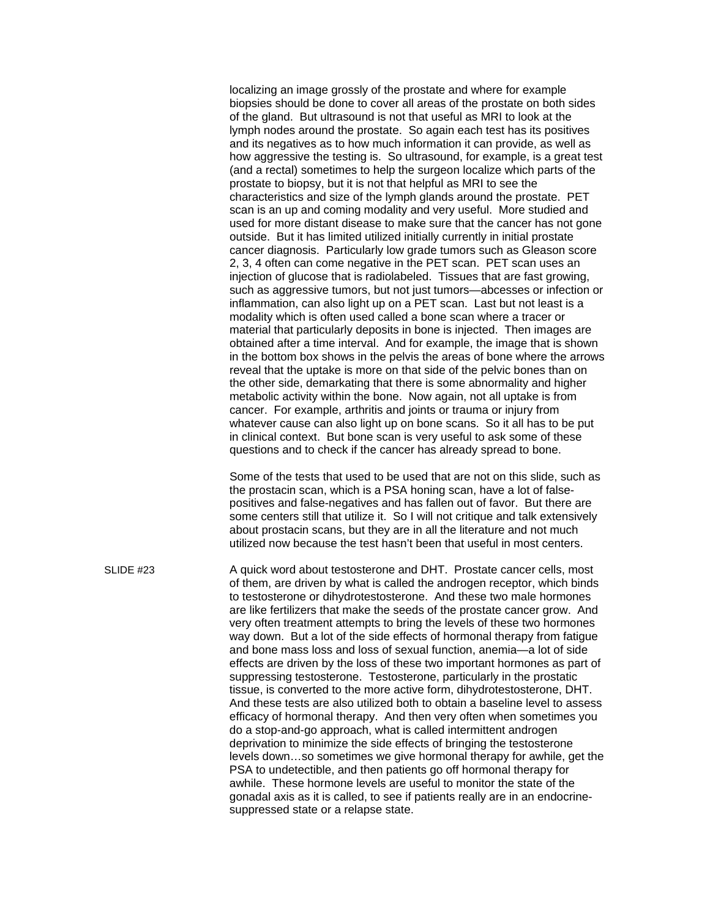localizing an image grossly of the prostate and where for example biopsies should be done to cover all areas of the prostate on both sides of the gland. But ultrasound is not that useful as MRI to look at the lymph nodes around the prostate. So again each test has its positives and its negatives as to how much information it can provide, as well as how aggressive the testing is. So ultrasound, for example, is a great test (and a rectal) sometimes to help the surgeon localize which parts of the prostate to biopsy, but it is not that helpful as MRI to see the characteristics and size of the lymph glands around the prostate. PET scan is an up and coming modality and very useful. More studied and used for more distant disease to make sure that the cancer has not gone outside. But it has limited utilized initially currently in initial prostate cancer diagnosis. Particularly low grade tumors such as Gleason score 2, 3, 4 often can come negative in the PET scan. PET scan uses an injection of glucose that is radiolabeled. Tissues that are fast growing, such as aggressive tumors, but not just tumors—abcesses or infection or inflammation, can also light up on a PET scan. Last but not least is a modality which is often used called a bone scan where a tracer or material that particularly deposits in bone is injected. Then images are obtained after a time interval. And for example, the image that is shown in the bottom box shows in the pelvis the areas of bone where the arrows reveal that the uptake is more on that side of the pelvic bones than on the other side, demarkating that there is some abnormality and higher metabolic activity within the bone. Now again, not all uptake is from cancer. For example, arthritis and joints or trauma or injury from whatever cause can also light up on bone scans. So it all has to be put in clinical context. But bone scan is very useful to ask some of these questions and to check if the cancer has already spread to bone.

Some of the tests that used to be used that are not on this slide, such as the prostacin scan, which is a PSA honing scan, have a lot of false-positives and false-negatives and has fallen out of favor. But there are some centers still that utilize it. So I will not critique and talk extensively about prostacin scans, but they are in all the literature and not much utilized now because the test hasn't been that useful in most centers.

SLIDE #23

A quick word about testosterone and DHT. Prostate cancer cells, most of them, are driven by what is called the androgen receptor, which binds to testosterone or dihydrotestosterone. And these two male hormones are like fertilizers that make the seeds of the prostate cancer grow. And very often treatment attempts to bring the levels of these two hormones way down. But a lot of the side effects of hormonal therapy from fatigue and bone mass loss and loss of sexual function, anemia—a lot of side effects are driven by the loss of these two important hormones as part of suppressing testosterone. Testosterone, particularly in the prostatic tissue, is converted to the more active form, dihydrotestosterone, DHT. And these tests are also utilized both to obtain a baseline level to assess efficacy of hormonal therapy. And then very often when sometimes you do a stop-and-go approach, what is called intermittent androgen deprivation to minimize the side effects of bringing the testosterone levels down…so sometimes we give hormonal therapy for awhile, get the PSA to undetectible, and then patients go off hormonal therapy for awhile. These hormone levels are useful to monitor the state of the gonadal axis as it is called, to see if patients really are in an endocrine-suppressed state or a relapse state.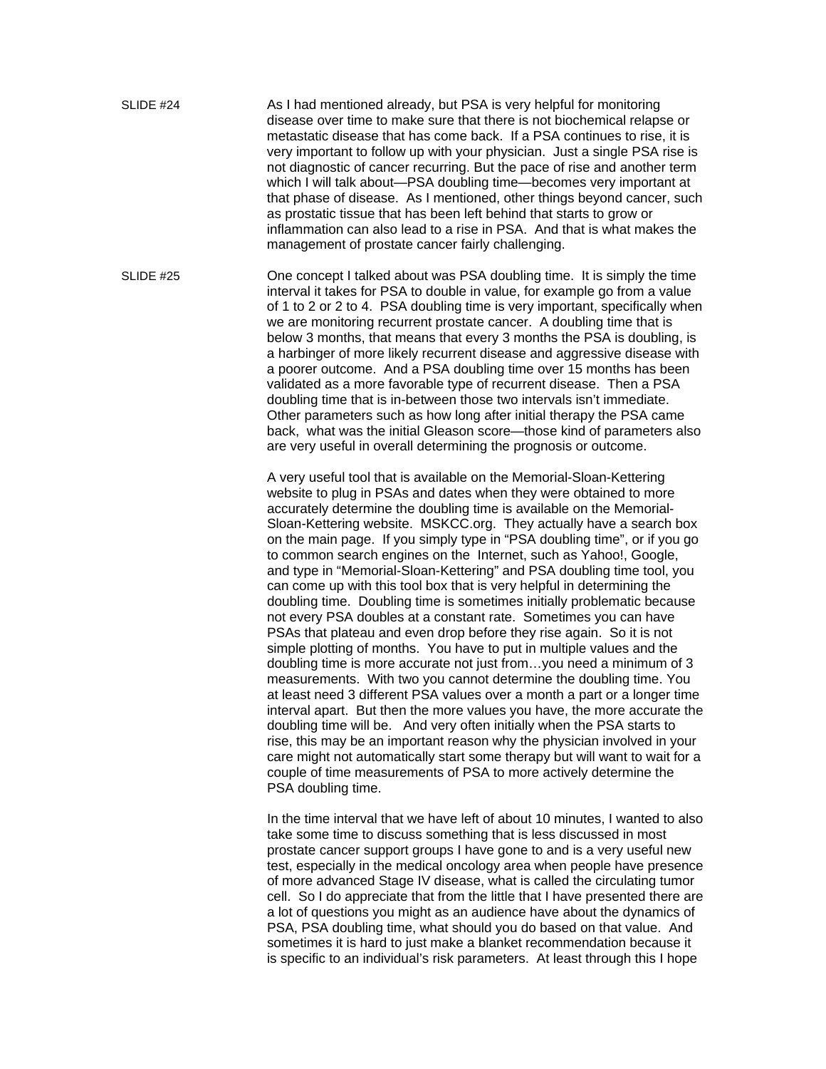SLIDE #24

As I had mentioned already, but PSA is very helpful for monitoring disease over time to make sure that there is not biochemical relapse or metastatic disease that has come back. If a PSA continues to rise, it is very important to follow up with your physician. Just a single PSA rise is not diagnostic of cancer recurring. But the pace of rise and another term which I will talk about—PSA doubling time—becomes very important at that phase of disease. As I mentioned, other things beyond cancer, such as prostatic tissue that has been left behind that starts to grow or inflammation can also lead to a rise in PSA. And that is what makes the management of prostate cancer fairly challenging.

SLIDE #25

One concept I talked about was PSA doubling time. It is simply the time interval it takes for PSA to double in value, for example go from a value of 1 to 2 or 2 to 4. PSA doubling time is very important, specifically when we are monitoring recurrent prostate cancer. A doubling time that is below 3 months, that means that every 3 months the PSA is doubling, is a harbinger of more likely recurrent disease and aggressive disease with a poorer outcome. And a PSA doubling time over 15 months has been validated as a more favorable type of recurrent disease. Then a PSA doubling time that is in-between those two intervals isn't immediate. Other parameters such as how long after initial therapy the PSA came back, what was the initial Gleason score—those kind of parameters also are very useful in overall determining the prognosis or outcome.

A very useful tool that is available on the Memorial-Sloan-Kettering website to plug in PSAs and dates when they were obtained to more accurately determine the doubling time is available on the Memorial-Sloan-Kettering website. MSKCC.org. They actually have a search box on the main page. If you simply type in "PSA doubling time", or if you go to common search engines on the Internet, such as Yahoo!, Google, and type in "Memorial-Sloan-Kettering" and PSA doubling time tool, you can come up with this tool box that is very helpful in determining the doubling time. Doubling time is sometimes initially problematic because not every PSA doubles at a constant rate. Sometimes you can have PSAs that plateau and even drop before they rise again. So it is not simple plotting of months. You have to put in multiple values and the doubling time is more accurate not just from…you need a minimum of 3 measurements. With two you cannot determine the doubling time. You at least need 3 different PSA values over a month a part or a longer time interval apart. But then the more values you have, the more accurate the doubling time will be. And very often initially when the PSA starts to rise, this may be an important reason why the physician involved in your care might not automatically start some therapy but will want to wait for a couple of time measurements of PSA to more actively determine the PSA doubling time.

In the time interval that we have left of about 10 minutes, I wanted to also take some time to discuss something that is less discussed in most prostate cancer support groups I have gone to and is a very useful new test, especially in the medical oncology area when people have presence of more advanced Stage IV disease, what is called the circulating tumor cell. So I do appreciate that from the little that I have presented there are a lot of questions you might as an audience have about the dynamics of PSA, PSA doubling time, what should you do based on that value. And sometimes it is hard to just make a blanket recommendation because it is specific to an individual's risk parameters. At least through this I hope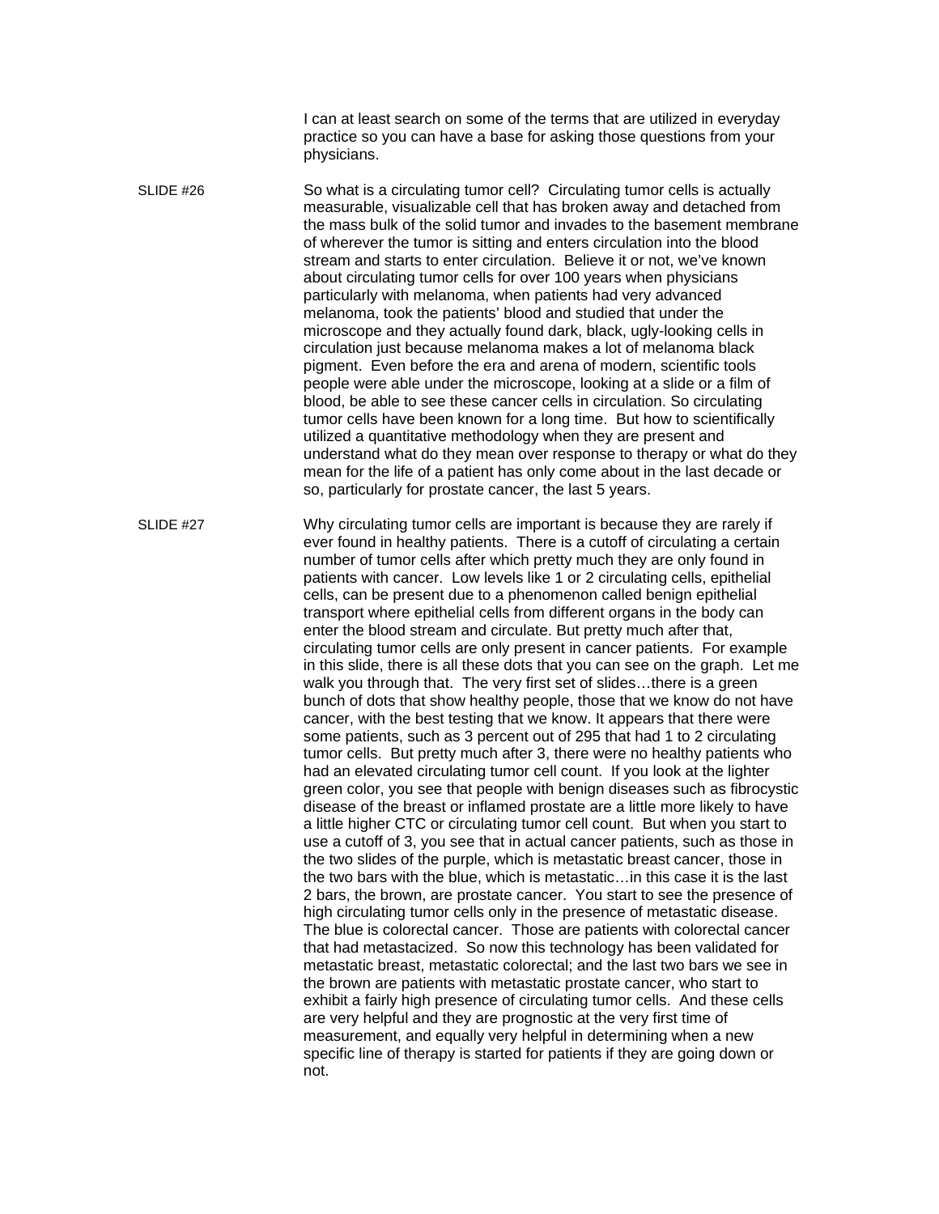I can at least search on some of the terms that are utilized in everyday practice so you can have a base for asking those questions from your physicians.

SLIDE #26

So what is a circulating tumor cell? Circulating tumor cells is actually measurable, visualizable cell that has broken away and detached from the mass bulk of the solid tumor and invades to the basement membrane of wherever the tumor is sitting and enters circulation into the blood stream and starts to enter circulation. Believe it or not, we've known about circulating tumor cells for over 100 years when physicians particularly with melanoma, when patients had very advanced melanoma, took the patients' blood and studied that under the microscope and they actually found dark, black, ugly-looking cells in circulation just because melanoma makes a lot of melanoma black pigment. Even before the era and arena of modern, scientific tools people were able under the microscope, looking at a slide or a film of blood, be able to see these cancer cells in circulation. So circulating tumor cells have been known for a long time. But how to scientifically utilized a quantitative methodology when they are present and understand what do they mean over response to therapy or what do they mean for the life of a patient has only come about in the last decade or so, particularly for prostate cancer, the last 5 years.

SLIDE #27

Why circulating tumor cells are important is because they are rarely if ever found in healthy patients. There is a cutoff of circulating a certain number of tumor cells after which pretty much they are only found in patients with cancer. Low levels like 1 or 2 circulating cells, epithelial cells, can be present due to a phenomenon called benign epithelial transport where epithelial cells from different organs in the body can enter the blood stream and circulate. But pretty much after that, circulating tumor cells are only present in cancer patients. For example in this slide, there is all these dots that you can see on the graph. Let me walk you through that. The very first set of slides…there is a green bunch of dots that show healthy people, those that we know do not have cancer, with the best testing that we know. It appears that there were some patients, such as 3 percent out of 295 that had 1 to 2 circulating tumor cells. But pretty much after 3, there were no healthy patients who had an elevated circulating tumor cell count. If you look at the lighter green color, you see that people with benign diseases such as fibrocystic disease of the breast or inflamed prostate are a little more likely to have a little higher CTC or circulating tumor cell count. But when you start to use a cutoff of 3, you see that in actual cancer patients, such as those in the two slides of the purple, which is metastatic breast cancer, those in the two bars with the blue, which is metastatic…in this case it is the last 2 bars, the brown, are prostate cancer. You start to see the presence of high circulating tumor cells only in the presence of metastatic disease. The blue is colorectal cancer. Those are patients with colorectal cancer that had metastacized. So now this technology has been validated for metastatic breast, metastatic colorectal; and the last two bars we see in the brown are patients with metastatic prostate cancer, who start to exhibit a fairly high presence of circulating tumor cells. And these cells are very helpful and they are prognostic at the very first time of measurement, and equally very helpful in determining when a new specific line of therapy is started for patients if they are going down or not.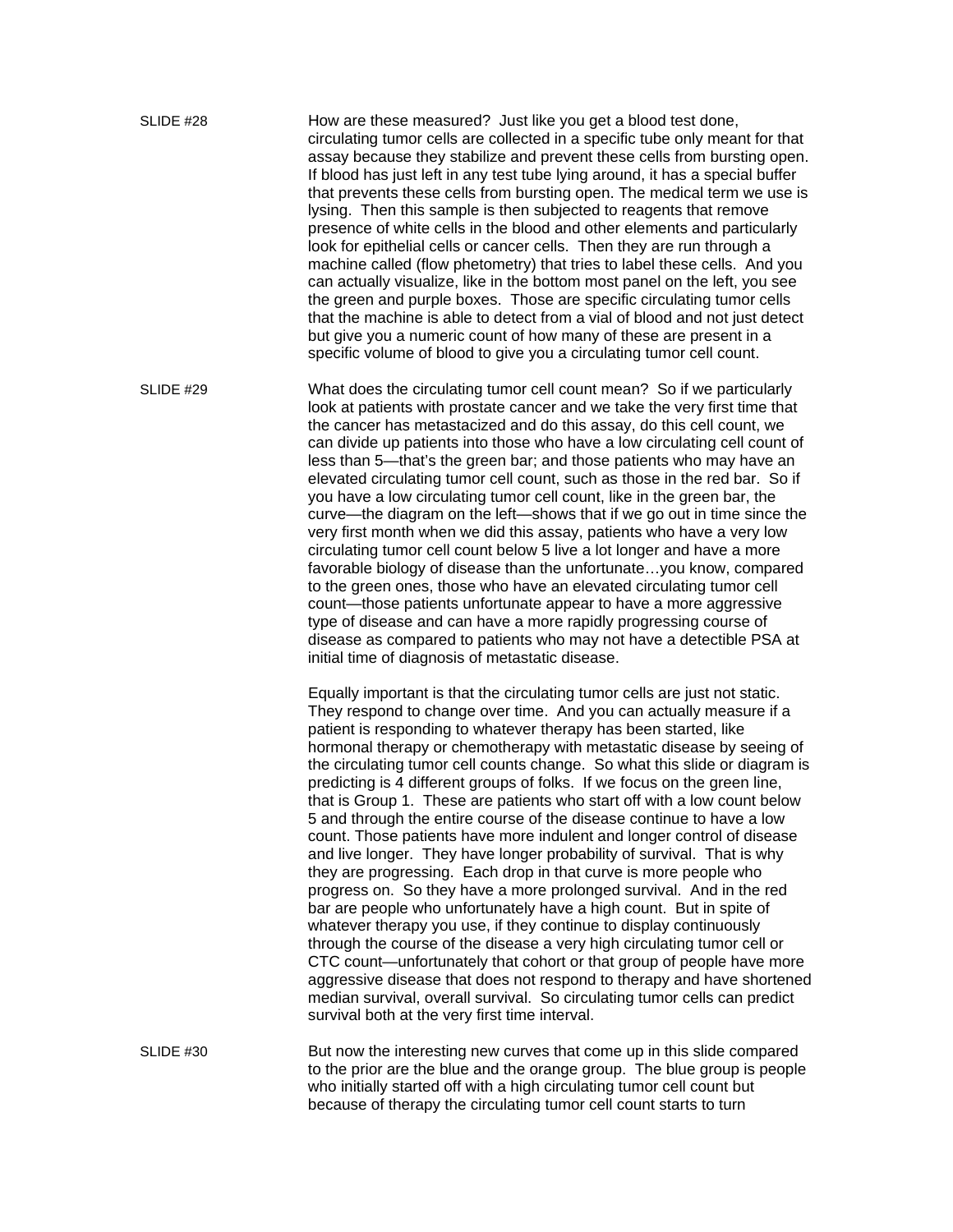SLIDE #28

How are these measured? Just like you get a blood test done, circulating tumor cells are collected in a specific tube only meant for that assay because they stabilize and prevent these cells from bursting open. If blood has just left in any test tube lying around, it has a special buffer that prevents these cells from bursting open. The medical term we use is lysing. Then this sample is then subjected to reagents that remove presence of white cells in the blood and other elements and particularly look for epithelial cells or cancer cells. Then they are run through a machine called (flow phetometry) that tries to label these cells. And you can actually visualize, like in the bottom most panel on the left, you see the green and purple boxes. Those are specific circulating tumor cells that the machine is able to detect from a vial of blood and not just detect but give you a numeric count of how many of these are present in a specific volume of blood to give you a circulating tumor cell count.

SLIDE #29

What does the circulating tumor cell count mean? So if we particularly look at patients with prostate cancer and we take the very first time that the cancer has metastacized and do this assay, do this cell count, we can divide up patients into those who have a low circulating cell count of less than 5—that's the green bar; and those patients who may have an elevated circulating tumor cell count, such as those in the red bar. So if you have a low circulating tumor cell count, like in the green bar, the curve—the diagram on the left—shows that if we go out in time since the very first month when we did this assay, patients who have a very low circulating tumor cell count below 5 live a lot longer and have a more favorable biology of disease than the unfortunate…you know, compared to the green ones, those who have an elevated circulating tumor cell count—those patients unfortunate appear to have a more aggressive type of disease and can have a more rapidly progressing course of disease as compared to patients who may not have a detectible PSA at initial time of diagnosis of metastatic disease.

Equally important is that the circulating tumor cells are just not static. They respond to change over time. And you can actually measure if a patient is responding to whatever therapy has been started, like hormonal therapy or chemotherapy with metastatic disease by seeing of the circulating tumor cell counts change. So what this slide or diagram is predicting is 4 different groups of folks. If we focus on the green line, that is Group 1. These are patients who start off with a low count below 5 and through the entire course of the disease continue to have a low count. Those patients have more indulent and longer control of disease and live longer. They have longer probability of survival. That is why they are progressing. Each drop in that curve is more people who progress on. So they have a more prolonged survival. And in the red bar are people who unfortunately have a high count. But in spite of whatever therapy you use, if they continue to display continuously through the course of the disease a very high circulating tumor cell or CTC count—unfortunately that cohort or that group of people have more aggressive disease that does not respond to therapy and have shortened median survival, overall survival. So circulating tumor cells can predict survival both at the very first time interval.

SLIDE #30

But now the interesting new curves that come up in this slide compared to the prior are the blue and the orange group. The blue group is people who initially started off with a high circulating tumor cell count but because of therapy the circulating tumor cell count starts to turn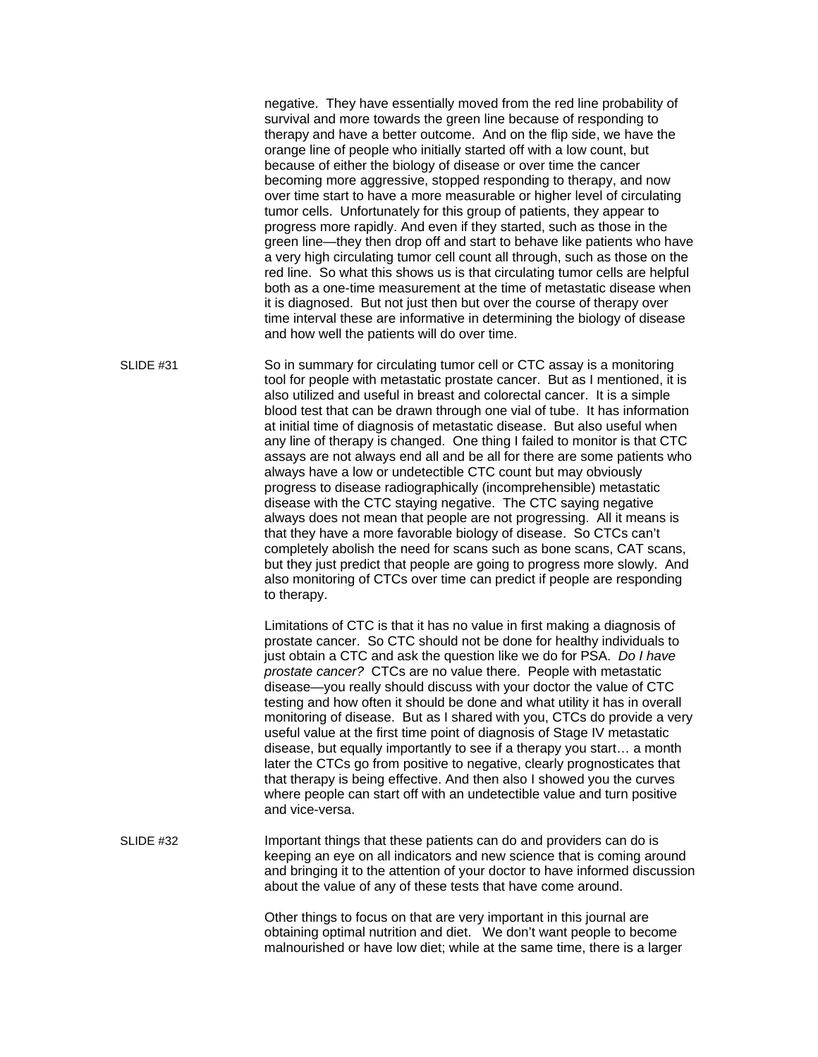negative. They have essentially moved from the red line probability of survival and more towards the green line because of responding to therapy and have a better outcome. And on the flip side, we have the orange line of people who initially started off with a low count, but because of either the biology of disease or over time the cancer becoming more aggressive, stopped responding to therapy, and now over time start to have a more measurable or higher level of circulating tumor cells. Unfortunately for this group of patients, they appear to progress more rapidly. And even if they started, such as those in the green line—they then drop off and start to behave like patients who have a very high circulating tumor cell count all through, such as those on the red line. So what this shows us is that circulating tumor cells are helpful both as a one-time measurement at the time of metastatic disease when it is diagnosed. But not just then but over the course of therapy over time interval these are informative in determining the biology of disease and how well the patients will do over time.

SLIDE #31

So in summary for circulating tumor cell or CTC assay is a monitoring tool for people with metastatic prostate cancer. But as I mentioned, it is also utilized and useful in breast and colorectal cancer. It is a simple blood test that can be drawn through one vial of tube. It has information at initial time of diagnosis of metastatic disease. But also useful when any line of therapy is changed. One thing I failed to monitor is that CTC assays are not always end all and be all for there are some patients who always have a low or undetectible CTC count but may obviously progress to disease radiographically (incomprehensible) metastatic disease with the CTC staying negative. The CTC saying negative always does not mean that people are not progressing. All it means is that they have a more favorable biology of disease. So CTCs can't completely abolish the need for scans such as bone scans, CAT scans, but they just predict that people are going to progress more slowly. And also monitoring of CTCs over time can predict if people are responding to therapy.

Limitations of CTC is that it has no value in first making a diagnosis of prostate cancer. So CTC should not be done for healthy individuals to just obtain a CTC and ask the question like we do for PSA. *Do I have prostate cancer?* CTCs are no value there. People with metastatic disease—you really should discuss with your doctor the value of CTC testing and how often it should be done and what utility it has in overall monitoring of disease. But as I shared with you, CTCs do provide a very useful value at the first time point of diagnosis of Stage IV metastatic disease, but equally importantly to see if a therapy you start… a month later the CTCs go from positive to negative, clearly prognosticates that that therapy is being effective. And then also I showed you the curves where people can start off with an undetectible value and turn positive and vice-versa.

SLIDE #32

Important things that these patients can do and providers can do is keeping an eye on all indicators and new science that is coming around and bringing it to the attention of your doctor to have informed discussion about the value of any of these tests that have come around.

Other things to focus on that are very important in this journal are obtaining optimal nutrition and diet. We don't want people to become malnourished or have low diet; while at the same time, there is a larger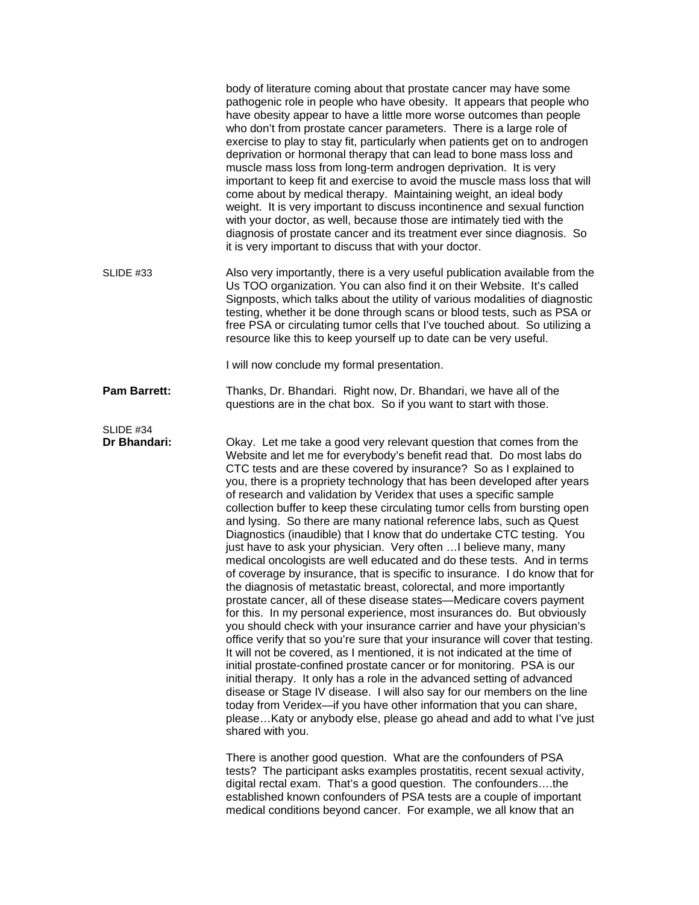body of literature coming about that prostate cancer may have some pathogenic role in people who have obesity. It appears that people who have obesity appear to have a little more worse outcomes than people who don't from prostate cancer parameters. There is a large role of exercise to play to stay fit, particularly when patients get on to androgen deprivation or hormonal therapy that can lead to bone mass loss and muscle mass loss from long-term androgen deprivation. It is very important to keep fit and exercise to avoid the muscle mass loss that will come about by medical therapy. Maintaining weight, an ideal body weight. It is very important to discuss incontinence and sexual function with your doctor, as well, because those are intimately tied with the diagnosis of prostate cancer and its treatment ever since diagnosis. So it is very important to discuss that with your doctor.

SLIDE #33

Also very importantly, there is a very useful publication available from the Us TOO organization. You can also find it on their Website. It's called Signposts, which talks about the utility of various modalities of diagnostic testing, whether it be done through scans or blood tests, such as PSA or free PSA or circulating tumor cells that I've touched about. So utilizing a resource like this to keep yourself up to date can be very useful.

I will now conclude my formal presentation.

**Pam Barrett:** Thanks, Dr. Bhandari. Right now, Dr. Bhandari, we have all of the questions are in the chat box. So if you want to start with those.

SLIDE #34

**Dr Bhandari:** Okay. Let me take a good very relevant question that comes from the Website and let me for everybody's benefit read that. Do most labs do CTC tests and are these covered by insurance? So as I explained to you, there is a propriety technology that has been developed after years of research and validation by Veridex that uses a specific sample collection buffer to keep these circulating tumor cells from bursting open and lysing. So there are many national reference labs, such as Quest Diagnostics (inaudible) that I know that do undertake CTC testing. You just have to ask your physician. Very often …I believe many, many medical oncologists are well educated and do these tests. And in terms of coverage by insurance, that is specific to insurance. I do know that for the diagnosis of metastatic breast, colorectal, and more importantly prostate cancer, all of these disease states—Medicare covers payment for this. In my personal experience, most insurances do. But obviously you should check with your insurance carrier and have your physician's office verify that so you're sure that your insurance will cover that testing. It will not be covered, as I mentioned, it is not indicated at the time of initial prostate-confined prostate cancer or for monitoring. PSA is our initial therapy. It only has a role in the advanced setting of advanced disease or Stage IV disease. I will also say for our members on the line today from Veridex—if you have other information that you can share, please…Katy or anybody else, please go ahead and add to what I've just shared with you.

There is another good question. What are the confounders of PSA tests? The participant asks examples prostatitis, recent sexual activity, digital rectal exam. That's a good question. The confounders….the established known confounders of PSA tests are a couple of important medical conditions beyond cancer. For example, we all know that an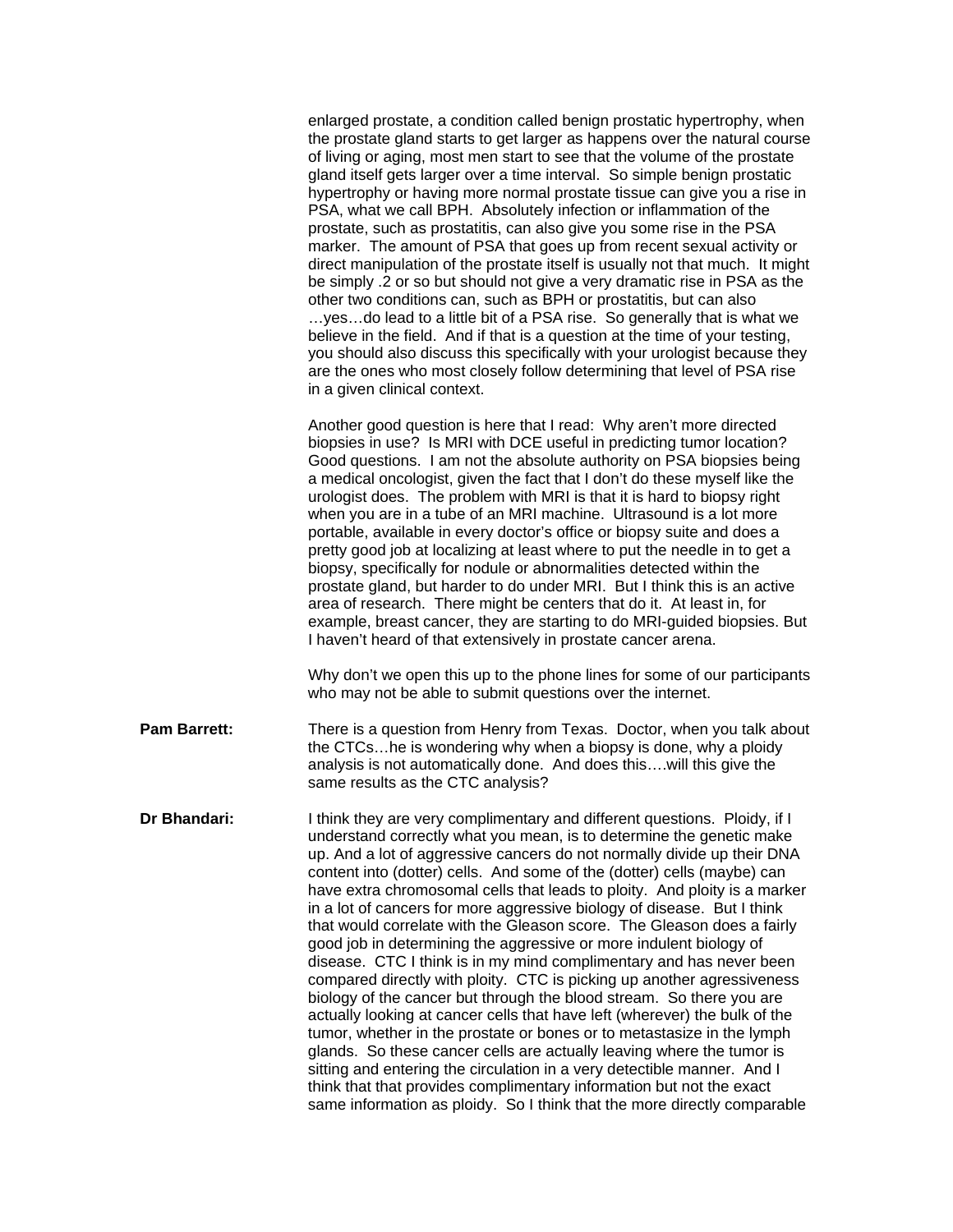enlarged prostate, a condition called benign prostatic hypertrophy, when the prostate gland starts to get larger as happens over the natural course of living or aging, most men start to see that the volume of the prostate gland itself gets larger over a time interval. So simple benign prostatic hypertrophy or having more normal prostate tissue can give you a rise in PSA, what we call BPH. Absolutely infection or inflammation of the prostate, such as prostatitis, can also give you some rise in the PSA marker. The amount of PSA that goes up from recent sexual activity or direct manipulation of the prostate itself is usually not that much. It might be simply .2 or so but should not give a very dramatic rise in PSA as the other two conditions can, such as BPH or prostatitis, but can also …yes…do lead to a little bit of a PSA rise. So generally that is what we believe in the field. And if that is a question at the time of your testing, you should also discuss this specifically with your urologist because they are the ones who most closely follow determining that level of PSA rise in a given clinical context.

Another good question is here that I read: Why aren't more directed biopsies in use? Is MRI with DCE useful in predicting tumor location? Good questions. I am not the absolute authority on PSA biopsies being a medical oncologist, given the fact that I don't do these myself like the urologist does. The problem with MRI is that it is hard to biopsy right when you are in a tube of an MRI machine. Ultrasound is a lot more portable, available in every doctor's office or biopsy suite and does a pretty good job at localizing at least where to put the needle in to get a biopsy, specifically for nodule or abnormalities detected within the prostate gland, but harder to do under MRI. But I think this is an active area of research. There might be centers that do it. At least in, for example, breast cancer, they are starting to do MRI-guided biopsies. But I haven't heard of that extensively in prostate cancer arena.

Why don't we open this up to the phone lines for some of our participants who may not be able to submit questions over the internet.

**Pam Barrett:** There is a question from Henry from Texas. Doctor, when you talk about the CTCs…he is wondering why when a biopsy is done, why a ploidy analysis is not automatically done. And does this….will this give the same results as the CTC analysis?

**Dr Bhandari:** I think they are very complimentary and different questions. Ploidy, if I understand correctly what you mean, is to determine the genetic make up. And a lot of aggressive cancers do not normally divide up their DNA content into (dotter) cells. And some of the (dotter) cells (maybe) can have extra chromosomal cells that leads to ploity. And ploity is a marker in a lot of cancers for more aggressive biology of disease. But I think that would correlate with the Gleason score. The Gleason does a fairly good job in determining the aggressive or more indulent biology of disease. CTC I think is in my mind complimentary and has never been compared directly with ploity. CTC is picking up another agressiveness biology of the cancer but through the blood stream. So there you are actually looking at cancer cells that have left (wherever) the bulk of the tumor, whether in the prostate or bones or to metastasize in the lymph glands. So these cancer cells are actually leaving where the tumor is sitting and entering the circulation in a very detectible manner. And I think that that provides complimentary information but not the exact same information as ploidy. So I think that the more directly comparable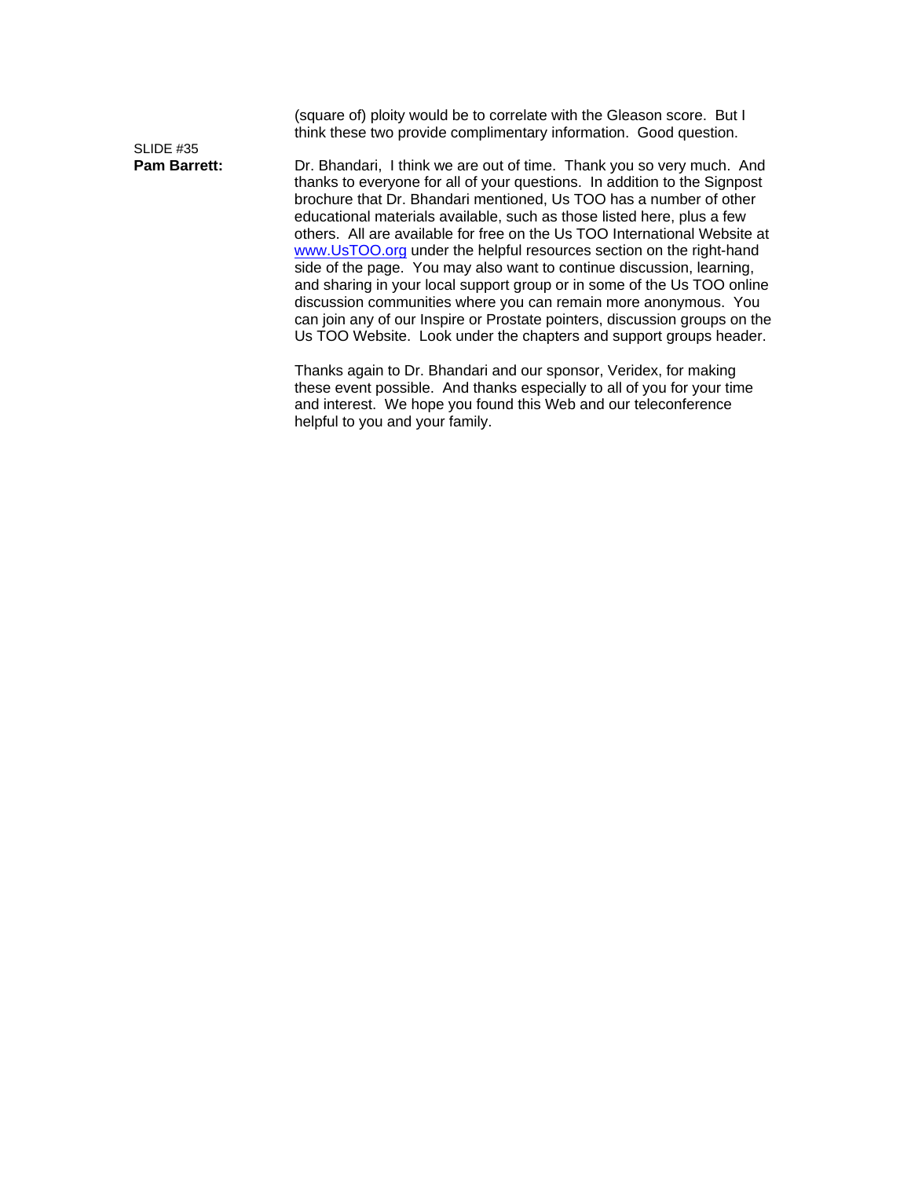(square of) ploity would be to correlate with the Gleason score. But I think these two provide complimentary information. Good question.

SLIDE #35

**Pam Barrett:** Dr. Bhandari, I think we are out of time. Thank you so very much. And thanks to everyone for all of your questions. In addition to the Signpost brochure that Dr. Bhandari mentioned, Us TOO has a number of other educational materials available, such as those listed here, plus a few others. All are available for free on the Us TOO International Website at [www.UsTOO.org](http://www.UsTOO.org) under the helpful resources section on the right-hand side of the page. You may also want to continue discussion, learning, and sharing in your local support group or in some of the Us TOO online discussion communities where you can remain more anonymous. You can join any of our Inspire or Prostate pointers, discussion groups on the Us TOO Website. Look under the chapters and support groups header.

Thanks again to Dr. Bhandari and our sponsor, Veridex, for making these event possible. And thanks especially to all of you for your time and interest. We hope you found this Web and our teleconference helpful to you and your family.